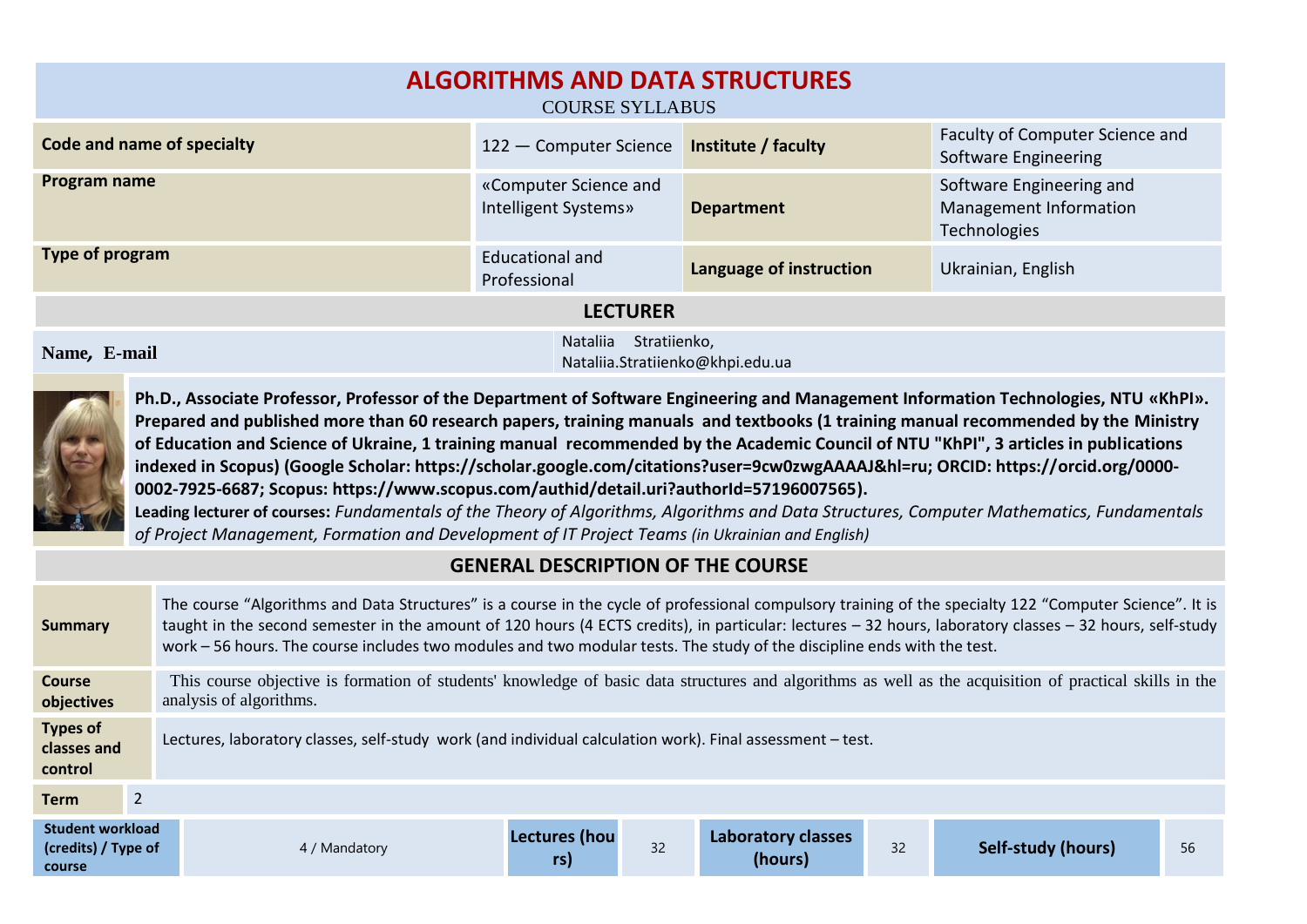# ALGORITHMS AND DATA STRUCTURES

COURSE SYLLABUS

| **Code and name of specialty** | 122 — Computer Science | **Institute / faculty** | Faculty of Computer Science and Software Engineering |
|---|---|---|---|
| **Program name** | «Computer Science and Intelligent Systems» | **Department** | Software Engineering and Management Information Technologies |
| **Type of program** | Educational and Professional | **Language of instruction** | Ukrainian, English |

## LECTURER

| **Name, E-mail** | Nataliia Stratiienko, Nataliia.Stratiienko@khpi.edu.ua |
|---|---|

**Ph.D., Associate Professor, Professor of the Department of Software Engineering and Management Information Technologies, NTU «KhPI». Prepared and published more than 60 research papers, training manuals and textbooks (1 training manual recommended by the Ministry of Education and Science of Ukraine, 1 training manual recommended by the Academic Council of NTU "KhPI", 3 articles in publications indexed in Scopus) (Google Scholar: https://scholar.google.com/citations?user=9cw0zwgAAAAJ&hl=ru; ORCID: https://orcid.org/0000-0002-7925-6687; Scopus: https://www.scopus.com/authid/detail.uri?authorId=57196007565).**

**Leading lecturer of courses:** *Fundamentals of the Theory of Algorithms, Algorithms and Data Structures, Computer Mathematics, Fundamentals of Project Management, Formation and Development of IT Project Teams (in Ukrainian and English)*

## GENERAL DESCRIPTION OF THE COURSE

| | |
|---|---|
| **Summary** | The course "Algorithms and Data Structures" is a course in the cycle of professional compulsory training of the specialty 122 "Computer Science". It is taught in the second semester in the amount of 120 hours (4 ECTS credits), in particular: lectures – 32 hours, laboratory classes – 32 hours, self-study work – 56 hours. The course includes two modules and two modular tests. The study of the discipline ends with the test. |
| **Course objectives** | This course objective is formation of students' knowledge of basic data structures and algorithms as well as the acquisition of practical skills in the analysis of algorithms. |
| **Types of classes and control** | Lectures, laboratory classes, self-study work (and individual calculation work). Final assessment – test. |
| **Term** | 2 |

| **Student workload (credits) / Type of course** | 4 / Mandatory | **Lectures (hours)** | 32 | **Laboratory classes (hours)** | 32 | **Self-study (hours)** | 56 |
|---|---|---|---|---|---|---|---|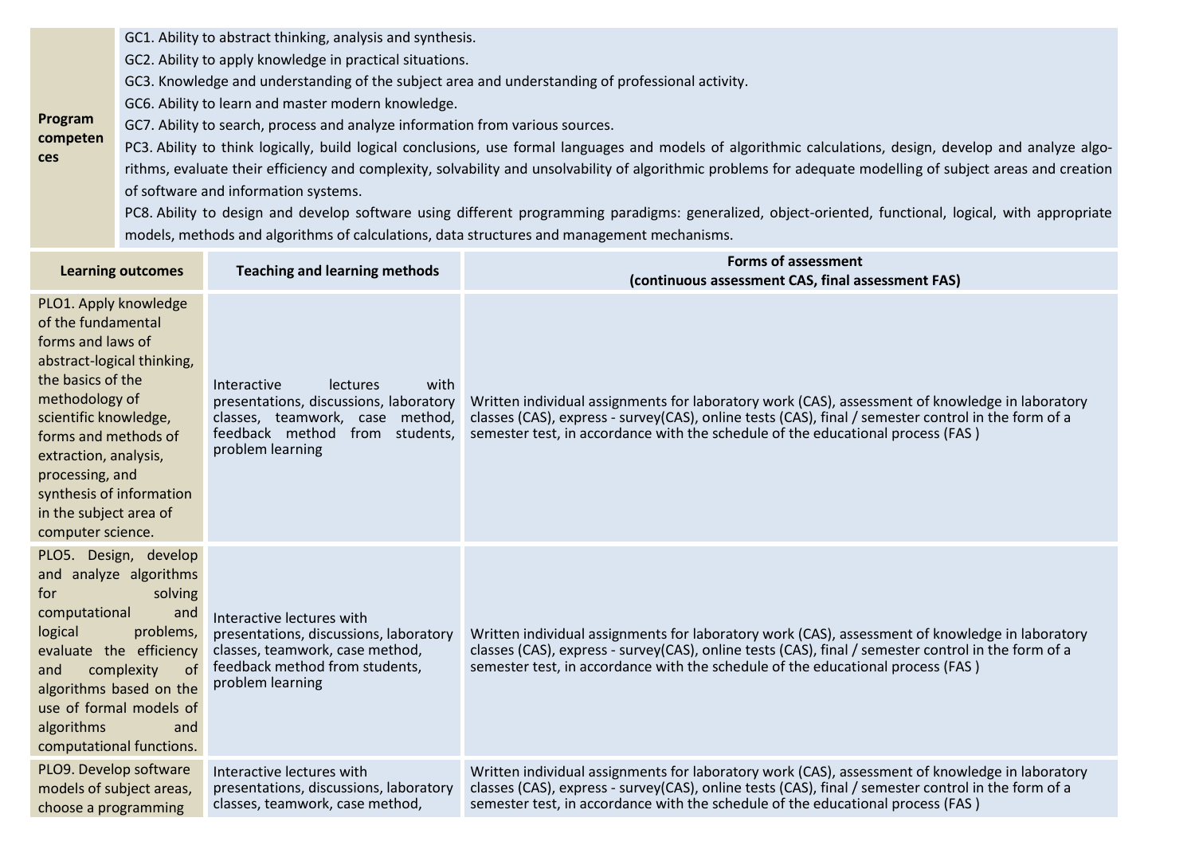| **Program competences** | GC1. Ability to abstract thinking, analysis and synthesis.<br>GC2. Ability to apply knowledge in practical situations.<br>GC3. Knowledge and understanding of the subject area and understanding of professional activity.<br>GC6. Ability to learn and master modern knowledge.<br>GC7. Ability to search, process and analyze information from various sources.<br>PC3. Ability to think logically, build logical conclusions, use formal languages and models of algorithmic calculations, design, develop and analyze algorithms, evaluate their efficiency and complexity, solvability and unsolvability of algorithmic problems for adequate modelling of subject areas and creation of software and information systems.<br>PC8. Ability to design and develop software using different programming paradigms: generalized, object-oriented, functional, logical, with appropriate models, methods and algorithms of calculations, data structures and management mechanisms. |
|---|---|

| **Learning outcomes** | **Teaching and learning methods** | **Forms of assessment (continuous assessment CAS, final assessment FAS)** |
|---|---|---|
| PLO1. Apply knowledge of the fundamental forms and laws of abstract-logical thinking, the basics of the methodology of scientific knowledge, forms and methods of extraction, analysis, processing, and synthesis of information in the subject area of computer science. | Interactive lectures with presentations, discussions, laboratory classes, teamwork, case method, feedback method from students, problem learning | Written individual assignments for laboratory work (CAS), assessment of knowledge in laboratory classes (CAS), express - survey(CAS), online tests (CAS), final / semester control in the form of a semester test, in accordance with the schedule of the educational process (FAS ) |
| PLO5. Design, develop and analyze algorithms for solving computational and logical problems, evaluate the efficiency and complexity of algorithms based on the use of formal models of algorithms and computational functions. | Interactive lectures with presentations, discussions, laboratory classes, teamwork, case method, feedback method from students, problem learning | Written individual assignments for laboratory work (CAS), assessment of knowledge in laboratory classes (CAS), express - survey(CAS), online tests (CAS), final / semester control in the form of a semester test, in accordance with the schedule of the educational process (FAS ) |
| PLO9. Develop software models of subject areas, choose a programming | Interactive lectures with presentations, discussions, laboratory classes, teamwork, case method, | Written individual assignments for laboratory work (CAS), assessment of knowledge in laboratory classes (CAS), express - survey(CAS), online tests (CAS), final / semester control in the form of a semester test, in accordance with the schedule of the educational process (FAS ) |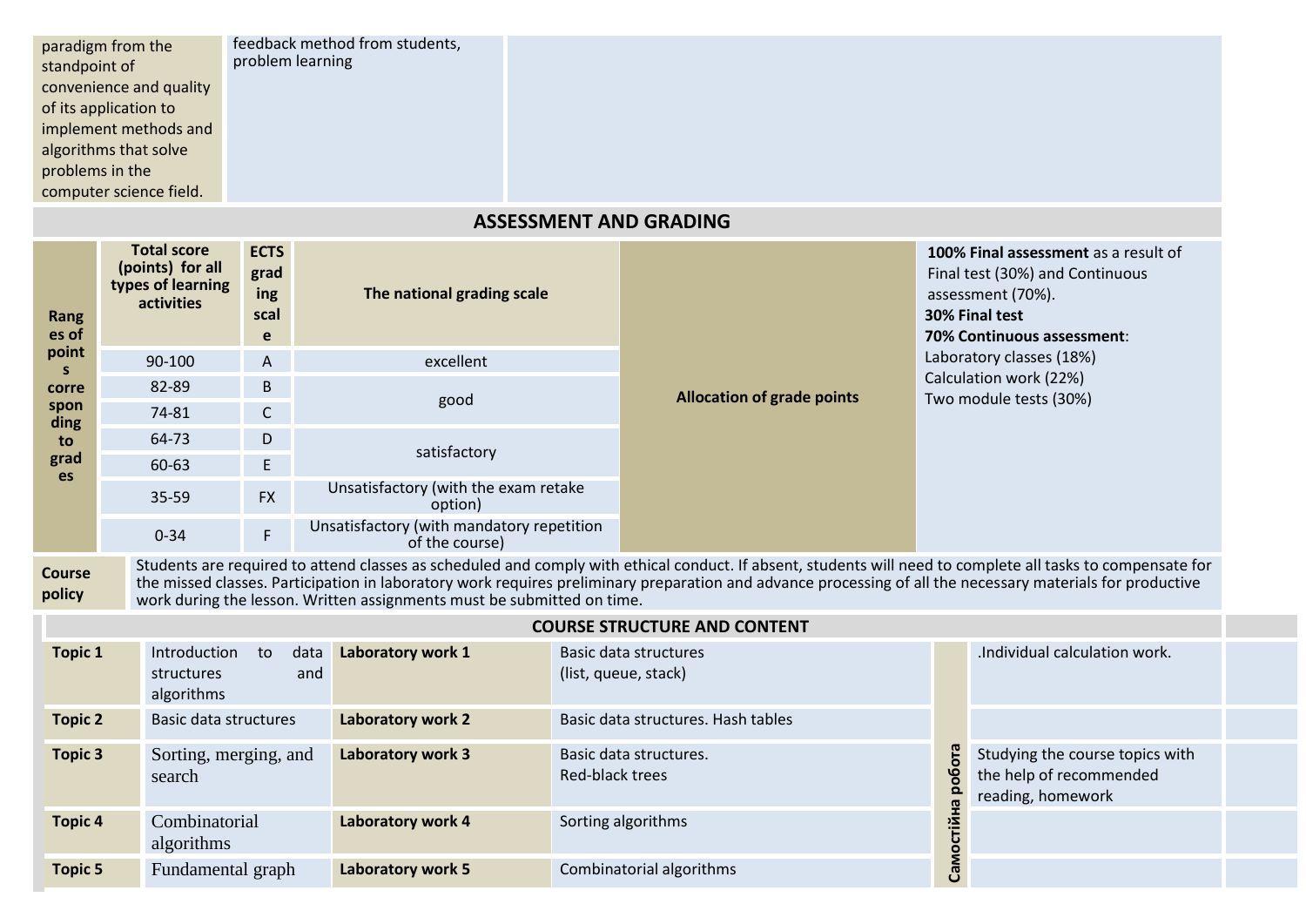| | | |
|---|---|---|
| paradigm from the standpoint of convenience and quality of its application to implement methods and algorithms that solve problems in the computer science field. | feedback method from students, problem learning | |

## ASSESSMENT AND GRADING

| Ranges of points corresponding to grades | Total score (points) for all types of learning activities | ECTS grading scale | The national grading scale | Allocation of grade points | |
|---|---|---|---|---|---|
| | 90-100 | A | excellent | | **100% Final assessment** as a result of Final test (30%) and Continuous assessment (70%).<br>**30% Final test**<br>**70% Continuous assessment**:<br>Laboratory classes (18%)<br>Calculation work (22%)<br>Two module tests (30%) |
| | 82-89 | B | good | | |
| | 74-81 | C | | | |
| | 64-73 | D | satisfactory | | |
| | 60-63 | E | | | |
| | 35-59 | FX | Unsatisfactory (with the exam retake option) | | |
| | 0-34 | F | Unsatisfactory (with mandatory repetition of the course) | | |

| | |
|---|---|
| **Course policy** | Students are required to attend classes as scheduled and comply with ethical conduct. If absent, students will need to complete all tasks to compensate for the missed classes. Participation in laboratory work requires preliminary preparation and advance processing of all the necessary materials for productive work during the lesson. Written assignments must be submitted on time. |

## COURSE STRUCTURE AND CONTENT

| | | | | | |
|---|---|---|---|---|---|
| **Topic 1** | Introduction to data structures and algorithms | **Laboratory work 1** | Basic data structures (list, queue, stack) | Самостійна робота | .Individual calculation work. |
| **Topic 2** | Basic data structures | **Laboratory work 2** | Basic data structures. Hash tables | | |
| **Topic 3** | Sorting, merging, and search | **Laboratory work 3** | Basic data structures. Red-black trees | | Studying the course topics with the help of recommended reading, homework |
| **Topic 4** | Combinatorial algorithms | **Laboratory work 4** | Sorting algorithms | | |
| **Topic 5** | Fundamental graph | **Laboratory work 5** | Combinatorial algorithms | | |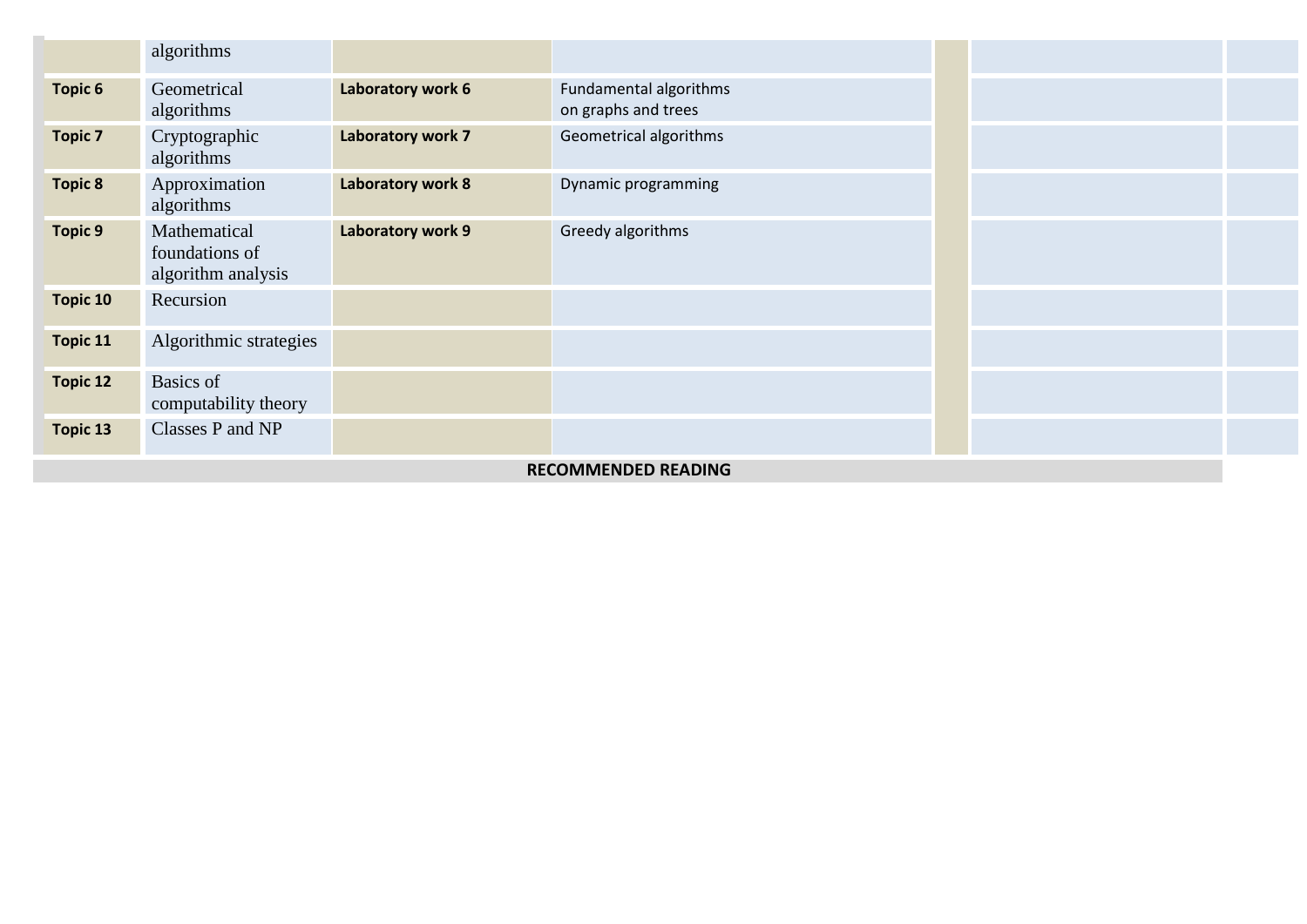|  | algorithms |  |  |  |  |  |
|---|---|---|---|---|---|---|
| **Topic 6** | Geometrical algorithms | **Laboratory work 6** | Fundamental algorithms on graphs and trees |  |  |  |
| **Topic 7** | Cryptographic algorithms | **Laboratory work 7** | Geometrical algorithms |  |  |  |
| **Topic 8** | Approximation algorithms | **Laboratory work 8** | Dynamic programming |  |  |  |
| **Topic 9** | Mathematical foundations of algorithm analysis | **Laboratory work 9** | Greedy algorithms |  |  |  |
| **Topic 10** | Recursion |  |  |  |  |  |
| **Topic 11** | Algorithmic strategies |  |  |  |  |  |
| **Topic 12** | Basics of computability theory |  |  |  |  |  |
| **Topic 13** | Classes P and NP |  |  |  |  |  |

**RECOMMENDED READING**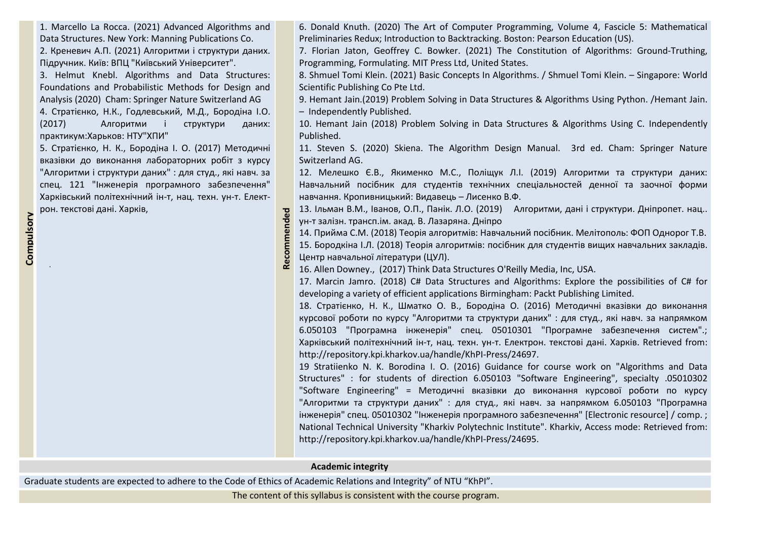| | | | |
|---|---|---|---|
| Compulsory | 1. Marcello La Rocca. (2021) Advanced Algorithms and Data Structures. New York: Manning Publications Co.<br>2. Креневич А.П. (2021) Алгоритми і структури даних. Підручник. Київ: ВПЦ "Київський Університет".<br>3. Helmut Knebl. Algorithms and Data Structures: Foundations and Probabilistic Methods for Design and Analysis (2020) Cham: Springer Nature Switzerland AG<br>4. Стратієнко, Н.К., Годлевський, М.Д., Бородіна І.О. (2017) Алгоритми і структури даних: практикум:Харьков: НТУ"ХПИ"<br>5. Стратієнко, Н. К., Бородіна І. О. (2017) Методичні вказівки до виконання лабораторних робіт з курсу "Алгоритми і структури даних" : для студ., які навч. за спец. 121 "Інженерія програмного забезпечення" Харківський політехнічний ін-т, нац. техн. ун-т. Електрон. текстові дані. Харків,<br>. | Recommended | 6. Donald Knuth. (2020) The Art of Computer Programming, Volume 4, Fascicle 5: Mathematical Preliminaries Redux; Introduction to Backtracking. Boston: Pearson Education (US).<br>7. Florian Jaton, Geoffrey C. Bowker. (2021) The Constitution of Algorithms: Ground-Truthing, Programming, Formulating. MIT Press Ltd, United States.<br>8. Shmuel Tomi Klein. (2021) Basic Concepts In Algorithms. / Shmuel Tomi Klein. – Singapore: World Scientific Publishing Co Pte Ltd.<br>9. Hemant Jain.(2019) Problem Solving in Data Structures & Algorithms Using Python. /Hemant Jain. – Independently Published.<br>10. Hemant Jain (2018) Problem Solving in Data Structures & Algorithms Using C. Independently Published.<br>11. Steven S. (2020) Skiena. The Algorithm Design Manual. 3rd ed. Cham: Springer Nature Switzerland AG.<br>12. Мелешко Є.В., Якименко М.С., Поліщук Л.І. (2019) Алгоритми та структури даних: Навчальний посібник для студентів технічних спеціальностей денної та заочної форми навчання. Кропивницький: Видавець – Лисенко В.Ф.<br>13. Ільман В.М., Іванов, О.П., Панік. Л.О. (2019) Алгоритми, дані і структури. Дніпропет. нац.. ун-т залізн. трансп.ім. акад. В. Лазаряна. Дніпро<br>14. Прийма С.М. (2018) Теорія алгоритмів: Навчальний посібник. Мелітополь: ФОП Однорог Т.В.<br>15. Бородкіна І.Л. (2018) Теорія алгоритмів: посібник для студентів вищих навчальних закладів. Центр навчальної літератури (ЦУЛ).<br>16. Allen Downey., (2017) Think Data Structures O'Reilly Media, Inc, USA.<br>17. Marcin Jamro. (2018) C# Data Structures and Algorithms: Explore the possibilities of C# for developing a variety of efficient applications Birmingham: Packt Publishing Limited.<br>18. Стратієнко, Н. К., Шматко О. В., Бородіна О. (2016) Методичні вказівки до виконання курсової роботи по курсу "Алгоритми та структури даних" : для студ., які навч. за напрямком 6.050103 "Програмна інженерія" спец. 05010301 "Програмне забезпечення систем".; Харківський політехнічний ін-т, нац. техн. ун-т. Електрон. текстові дані. Харків. Retrieved from: http://repository.kpi.kharkov.ua/handle/KhPI-Press/24697.<br>19 Stratiienko N. K. Borodina I. O. (2016) Guidance for course work on "Algorithms and Data Structures" : for students of direction 6.050103 "Software Engineering", specialty .05010302 "Software Engineering" = Методичні вказівки до виконання курсової роботи по курсу "Алгоритми та структури даних" : для студ., які навч. за напрямком 6.050103 "Програмна інженерія" спец. 05010302 "Інженерія програмного забезпечення" [Electronic resource] / comp. ; National Technical University "Kharkiv Polytechnic Institute". Kharkiv, Access mode: Retrieved from: http://repository.kpi.kharkov.ua/handle/KhPI-Press/24695. |

**Academic integrity**

Graduate students are expected to adhere to the Code of Ethics of Academic Relations and Integrity" of NTU "KhPI".

The content of this syllabus is consistent with the course program.